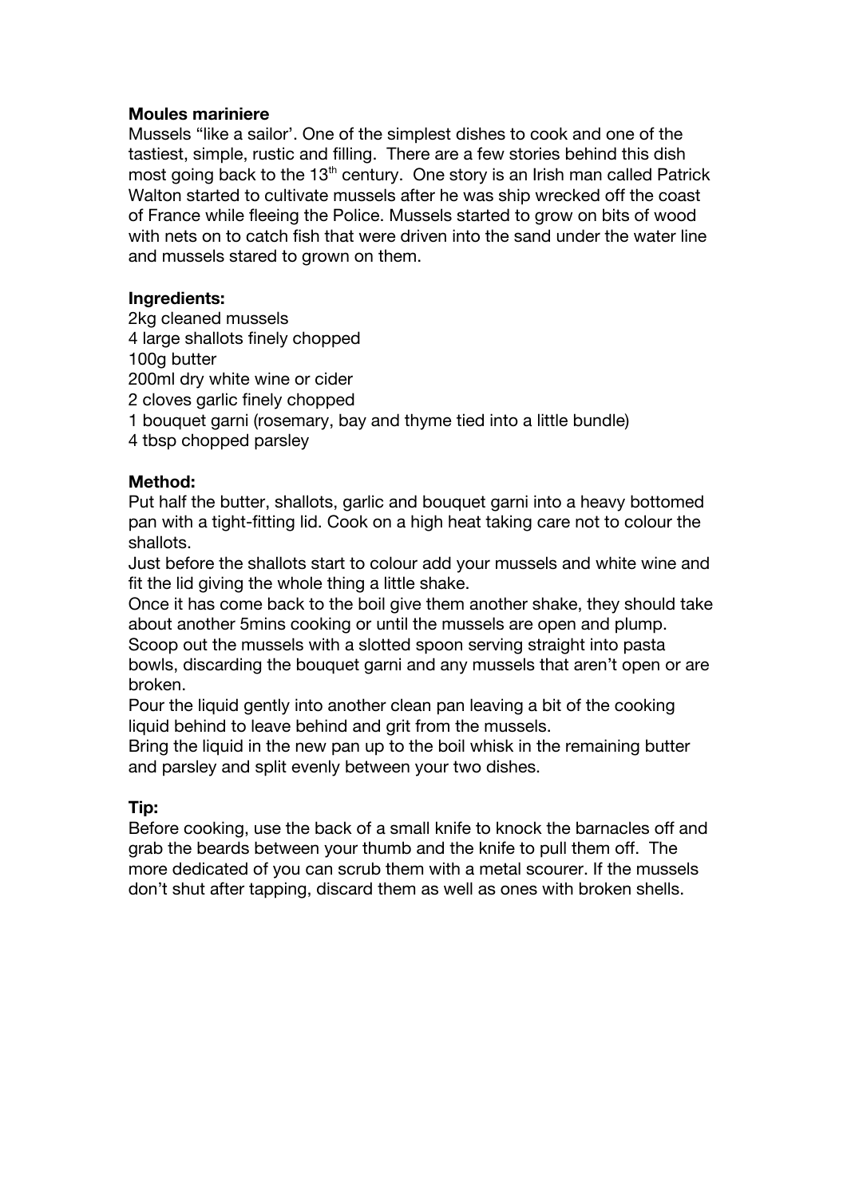**Moules mariniere**

Mussels "like a sailor'. One of the simplest dishes to cook and one of the tastiest, simple, rustic and filling. There are a few stories behind this dish most going back to the 13th century. One story is an Irish man called Patrick Walton started to cultivate mussels after he was ship wrecked off the coast of France while fleeing the Police. Mussels started to grow on bits of wood with nets on to catch fish that were driven into the sand under the water line and mussels stared to grown on them.

**Ingredients:**

2kg cleaned mussels
4 large shallots finely chopped
100g butter
200ml dry white wine or cider
2 cloves garlic finely chopped
1 bouquet garni (rosemary, bay and thyme tied into a little bundle)
4 tbsp chopped parsley

**Method:**

Put half the butter, shallots, garlic and bouquet garni into a heavy bottomed pan with a tight-fitting lid. Cook on a high heat taking care not to colour the shallots.
Just before the shallots start to colour add your mussels and white wine and fit the lid giving the whole thing a little shake.
Once it has come back to the boil give them another shake, they should take about another 5mins cooking or until the mussels are open and plump.
Scoop out the mussels with a slotted spoon serving straight into pasta bowls, discarding the bouquet garni and any mussels that aren't open or are broken.
Pour the liquid gently into another clean pan leaving a bit of the cooking liquid behind to leave behind and grit from the mussels.
Bring the liquid in the new pan up to the boil whisk in the remaining butter and parsley and split evenly between your two dishes.

**Tip:**

Before cooking, use the back of a small knife to knock the barnacles off and grab the beards between your thumb and the knife to pull them off. The more dedicated of you can scrub them with a metal scourer. If the mussels don't shut after tapping, discard them as well as ones with broken shells.